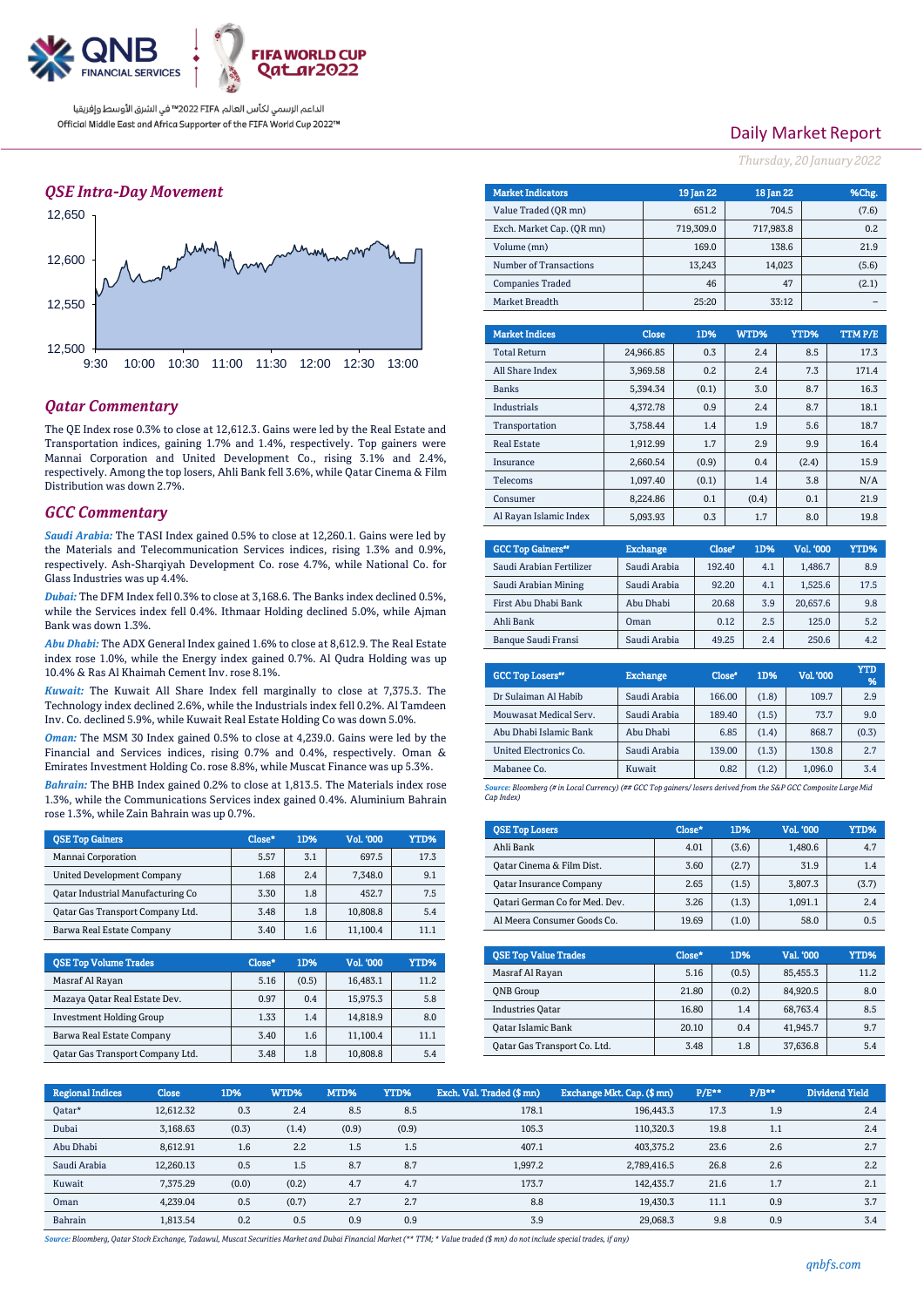# Daily Market Report

*Thursday, 20 January 2022*

الداعم الرسمي لكأس العالم FIFA 2022™ في الشرق الأوسط وإفريقيا

Official Middle East and Africa Supporter of the FIFA World Cup 2022™

## QSE Intra-Day Movement

## Qatar Commentary

The QE Index rose 0.3% to close at 12,612.3. Gains were led by the Real Estate and Transportation indices, gaining 1.7% and 1.4%, respectively. Top gainers were Mannai Corporation and United Development Co., rising 3.1% and 2.4%, respectively. Among the top losers, Ahli Bank fell 3.6%, while Qatar Cinema & Film Distribution was down 2.7%.

## GCC Commentary

***Saudi Arabia:*** The TASI Index gained 0.5% to close at 12,260.1. Gains were led by the Materials and Telecommunication Services indices, rising 1.3% and 0.9%, respectively. Ash-Sharqiyah Development Co. rose 4.7%, while National Co. for Glass Industries was up 4.4%.

***Dubai:*** The DFM Index fell 0.3% to close at 3,168.6. The Banks index declined 0.5%, while the Services index fell 0.4%. Ithmaar Holding declined 5.0%, while Ajman Bank was down 1.3%.

***Abu Dhabi:*** The ADX General Index gained 1.6% to close at 8,612.9. The Real Estate index rose 1.0%, while the Energy index gained 0.7%. Al Qudra Holding was up 10.4% & Ras Al Khaimah Cement Inv. rose 8.1%.

***Kuwait:*** The Kuwait All Share Index fell marginally to close at 7,375.3. The Technology index declined 2.6%, while the Industrials index fell 0.2%. Al Tamdeen Inv. Co. declined 5.9%, while Kuwait Real Estate Holding Co was down 5.0%.

***Oman:*** The MSM 30 Index gained 0.5% to close at 4,239.0. Gains were led by the Financial and Services indices, rising 0.7% and 0.4%, respectively. Oman & Emirates Investment Holding Co. rose 8.8%, while Muscat Finance was up 5.3%.

***Bahrain:*** The BHB Index gained 0.2% to close at 1,813.5. The Materials index rose 1.3%, while the Communications Services index gained 0.4%. Aluminium Bahrain rose 1.3%, while Zain Bahrain was up 0.7%.

| QSE Top Gainers | Close* | 1D% | Vol. '000 | YTD% |
|---|---|---|---|---|
| Mannai Corporation | 5.57 | 3.1 | 697.5 | 17.3 |
| United Development Company | 1.68 | 2.4 | 7,348.0 | 9.1 |
| Qatar Industrial Manufacturing Co | 3.30 | 1.8 | 452.7 | 7.5 |
| Qatar Gas Transport Company Ltd. | 3.48 | 1.8 | 10,808.8 | 5.4 |
| Barwa Real Estate Company | 3.40 | 1.6 | 11,100.4 | 11.1 |

| QSE Top Volume Trades | Close* | 1D% | Vol. '000 | YTD% |
|---|---|---|---|---|
| Masraf Al Rayan | 5.16 | (0.5) | 16,483.1 | 11.2 |
| Mazaya Qatar Real Estate Dev. | 0.97 | 0.4 | 15,975.3 | 5.8 |
| Investment Holding Group | 1.33 | 1.4 | 14,818.9 | 8.0 |
| Barwa Real Estate Company | 3.40 | 1.6 | 11,100.4 | 11.1 |
| Qatar Gas Transport Company Ltd. | 3.48 | 1.8 | 10,808.8 | 5.4 |

| Market Indicators | 19 Jan 22 | 18 Jan 22 | %Chg. |
|---|---|---|---|
| Value Traded (QR mn) | 651.2 | 704.5 | (7.6) |
| Exch. Market Cap. (QR mn) | 719,309.0 | 717,983.8 | 0.2 |
| Volume (mn) | 169.0 | 138.6 | 21.9 |
| Number of Transactions | 13,243 | 14,023 | (5.6) |
| Companies Traded | 46 | 47 | (2.1) |
| Market Breadth | 25:20 | 33:12 | – |

| Market Indices | Close | 1D% | WTD% | YTD% | TTM P/E |
|---|---|---|---|---|---|
| Total Return | 24,966.85 | 0.3 | 2.4 | 8.5 | 17.3 |
| All Share Index | 3,969.58 | 0.2 | 2.4 | 7.3 | 171.4 |
| Banks | 5,394.34 | (0.1) | 3.0 | 8.7 | 16.3 |
| Industrials | 4,372.78 | 0.9 | 2.4 | 8.7 | 18.1 |
| Transportation | 3,758.44 | 1.4 | 1.9 | 5.6 | 18.7 |
| Real Estate | 1,912.99 | 1.7 | 2.9 | 9.9 | 16.4 |
| Insurance | 2,660.54 | (0.9) | 0.4 | (2.4) | 15.9 |
| Telecoms | 1,097.40 | (0.1) | 1.4 | 3.8 | N/A |
| Consumer | 8,224.86 | 0.1 | (0.4) | 0.1 | 21.9 |
| Al Rayan Islamic Index | 5,093.93 | 0.3 | 1.7 | 8.0 | 19.8 |

| GCC Top Gainers## | Exchange | Close# | 1D% | Vol. '000 | YTD% |
|---|---|---|---|---|---|
| Saudi Arabian Fertilizer | Saudi Arabia | 192.40 | 4.1 | 1,486.7 | 8.9 |
| Saudi Arabian Mining | Saudi Arabia | 92.20 | 4.1 | 1,525.6 | 17.5 |
| First Abu Dhabi Bank | Abu Dhabi | 20.68 | 3.9 | 20,657.6 | 9.8 |
| Ahli Bank | Oman | 0.12 | 2.5 | 125.0 | 5.2 |
| Banque Saudi Fransi | Saudi Arabia | 49.25 | 2.4 | 250.6 | 4.2 |

| GCC Top Losers## | Exchange | Close# | 1D% | Vol. '000 | YTD % |
|---|---|---|---|---|---|
| Dr Sulaiman Al Habib | Saudi Arabia | 166.00 | (1.8) | 109.7 | 2.9 |
| Mouwasat Medical Serv. | Saudi Arabia | 189.40 | (1.5) | 73.7 | 9.0 |
| Abu Dhabi Islamic Bank | Abu Dhabi | 6.85 | (1.4) | 868.7 | (0.3) |
| United Electronics Co. | Saudi Arabia | 139.00 | (1.3) | 130.8 | 2.7 |
| Mabanee Co. | Kuwait | 0.82 | (1.2) | 1,096.0 | 3.4 |

*Source: Bloomberg (# in Local Currency) (## GCC Top gainers/ losers derived from the S&P GCC Composite Large Mid Cap Index)*

| QSE Top Losers | Close* | 1D% | Vol. '000 | YTD% |
|---|---|---|---|---|
| Ahli Bank | 4.01 | (3.6) | 1,480.6 | 4.7 |
| Qatar Cinema & Film Dist. | 3.60 | (2.7) | 31.9 | 1.4 |
| Qatar Insurance Company | 2.65 | (1.5) | 3,807.3 | (3.7) |
| Qatari German Co for Med. Dev. | 3.26 | (1.3) | 1,091.1 | 2.4 |
| Al Meera Consumer Goods Co. | 19.69 | (1.0) | 58.0 | 0.5 |

| QSE Top Value Trades | Close* | 1D% | Val. '000 | YTD% |
|---|---|---|---|---|
| Masraf Al Rayan | 5.16 | (0.5) | 85,455.3 | 11.2 |
| QNB Group | 21.80 | (0.2) | 84,920.5 | 8.0 |
| Industries Qatar | 16.80 | 1.4 | 68,763.4 | 8.5 |
| Qatar Islamic Bank | 20.10 | 0.4 | 41,945.7 | 9.7 |
| Qatar Gas Transport Co. Ltd. | 3.48 | 1.8 | 37,636.8 | 5.4 |

| Regional Indices | Close | 1D% | WTD% | MTD% | YTD% | Exch. Val. Traded ($ mn) | Exchange Mkt. Cap. ($ mn) | P/E** | P/B** | Dividend Yield |
|---|---|---|---|---|---|---|---|---|---|---|
| Qatar* | 12,612.32 | 0.3 | 2.4 | 8.5 | 8.5 | 178.1 | 196,443.3 | 17.3 | 1.9 | 2.4 |
| Dubai | 3,168.63 | (0.3) | (1.4) | (0.9) | (0.9) | 105.3 | 110,320.3 | 19.8 | 1.1 | 2.4 |
| Abu Dhabi | 8,612.91 | 1.6 | 2.2 | 1.5 | 1.5 | 407.1 | 403,375.2 | 23.6 | 2.6 | 2.7 |
| Saudi Arabia | 12,260.13 | 0.5 | 1.5 | 8.7 | 8.7 | 1,997.2 | 2,789,416.5 | 26.8 | 2.6 | 2.2 |
| Kuwait | 7,375.29 | (0.0) | (0.2) | 4.7 | 4.7 | 173.7 | 142,435.7 | 21.6 | 1.7 | 2.1 |
| Oman | 4,239.04 | 0.5 | (0.7) | 2.7 | 2.7 | 8.8 | 19,430.3 | 11.1 | 0.9 | 3.7 |
| Bahrain | 1,813.54 | 0.2 | 0.5 | 0.9 | 0.9 | 3.9 | 29,068.3 | 9.8 | 0.9 | 3.4 |

*Source: Bloomberg, Qatar Stock Exchange, Tadawul, Muscat Securities Market and Dubai Financial Market (** TTM; * Value traded ($ mn) do not include special trades, if any)*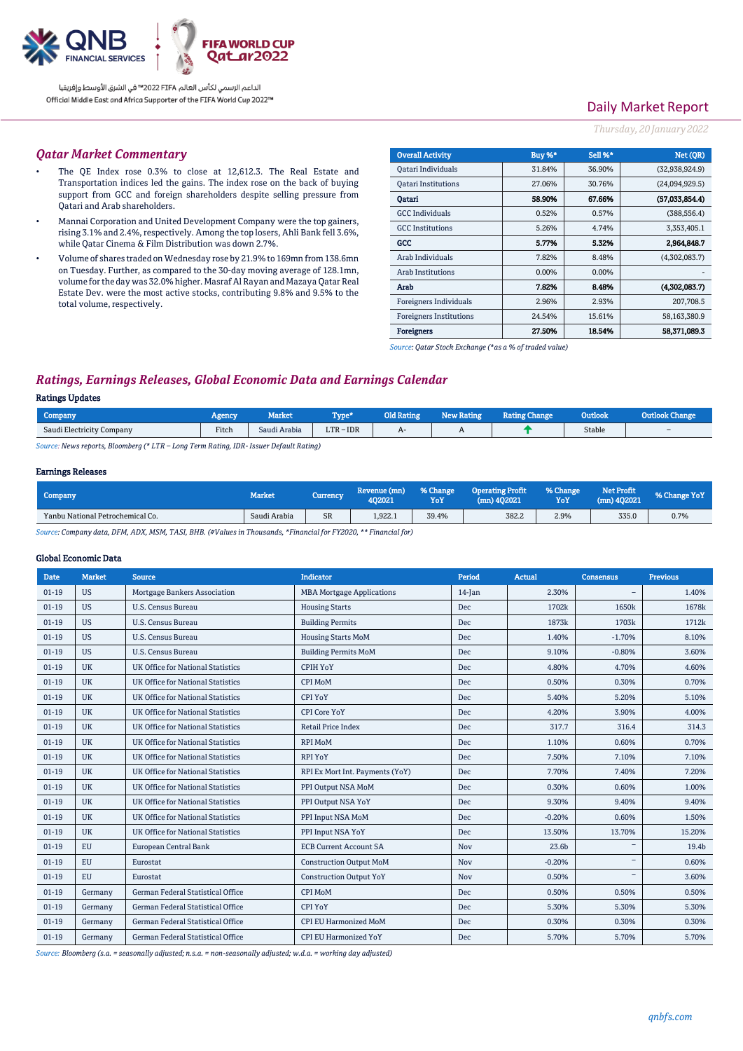Daily Market Report

*Thursday, 20 January 2022*

## *Qatar Market Commentary*

- The QE Index rose 0.3% to close at 12,612.3. The Real Estate and Transportation indices led the gains. The index rose on the back of buying support from GCC and foreign shareholders despite selling pressure from Qatari and Arab shareholders.
- Mannai Corporation and United Development Company were the top gainers, rising 3.1% and 2.4%, respectively. Among the top losers, Ahli Bank fell 3.6%, while Qatar Cinema & Film Distribution was down 2.7%.
- Volume of shares traded on Wednesday rose by 21.9% to 169mn from 138.6mn on Tuesday. Further, as compared to the 30-day moving average of 128.1mn, volume for the day was 32.0% higher. Masraf Al Rayan and Mazaya Qatar Real Estate Dev. were the most active stocks, contributing 9.8% and 9.5% to the total volume, respectively.

| Overall Activity | Buy %* | Sell %* | Net (QR) |
|---|---|---|---|
| Qatari Individuals | 31.84% | 36.90% | (32,938,924.9) |
| Qatari Institutions | 27.06% | 30.76% | (24,094,929.5) |
| **Qatari** | **58.90%** | **67.66%** | **(57,033,854.4)** |
| GCC Individuals | 0.52% | 0.57% | (388,556.4) |
| GCC Institutions | 5.26% | 4.74% | 3,353,405.1 |
| **GCC** | **5.77%** | **5.32%** | **2,964,848.7** |
| Arab Individuals | 7.82% | 8.48% | (4,302,083.7) |
| Arab Institutions | 0.00% | 0.00% | - |
| **Arab** | **7.82%** | **8.48%** | **(4,302,083.7)** |
| Foreigners Individuals | 2.96% | 2.93% | 207,708.5 |
| Foreigners Institutions | 24.54% | 15.61% | 58,163,380.9 |
| **Foreigners** | **27.50%** | **18.54%** | **58,371,089.3** |

*Source: Qatar Stock Exchange (\*as a % of traded value)*

## *Ratings, Earnings Releases, Global Economic Data and Earnings Calendar*

### Ratings Updates

| Company | Agency | Market | Type* | Old Rating | New Rating | Rating Change | Outlook | Outlook Change |
|---|---|---|---|---|---|---|---|---|
| Saudi Electricity Company | Fitch | Saudi Arabia | LTR – IDR | A- | A | ↑ | Stable | – |

*Source: News reports, Bloomberg (\* LTR – Long Term Rating, IDR- Issuer Default Rating)*

### Earnings Releases

| Company | Market | Currency | Revenue (mn) 4Q2021 | % Change YoY | Operating Profit (mn) 4Q2021 | % Change YoY | Net Profit (mn) 4Q2021 | % Change YoY |
|---|---|---|---|---|---|---|---|---|
| Yanbu National Petrochemical Co. | Saudi Arabia | SR | 1,922.1 | 39.4% | 382.2 | 2.9% | 335.0 | 0.7% |

*Source: Company data, DFM, ADX, MSM, TASI, BHB. (#Values in Thousands, \*Financial for FY2020, \*\* Financial for)*

### Global Economic Data

| Date | Market | Source | Indicator | Period | Actual | Consensus | Previous |
|---|---|---|---|---|---|---|---|
| 01-19 | US | Mortgage Bankers Association | MBA Mortgage Applications | 14-Jan | 2.30% | – | 1.40% |
| 01-19 | US | U.S. Census Bureau | Housing Starts | Dec | 1702k | 1650k | 1678k |
| 01-19 | US | U.S. Census Bureau | Building Permits | Dec | 1873k | 1703k | 1712k |
| 01-19 | US | U.S. Census Bureau | Housing Starts MoM | Dec | 1.40% | -1.70% | 8.10% |
| 01-19 | US | U.S. Census Bureau | Building Permits MoM | Dec | 9.10% | -0.80% | 3.60% |
| 01-19 | UK | UK Office for National Statistics | CPIH YoY | Dec | 4.80% | 4.70% | 4.60% |
| 01-19 | UK | UK Office for National Statistics | CPI MoM | Dec | 0.50% | 0.30% | 0.70% |
| 01-19 | UK | UK Office for National Statistics | CPI YoY | Dec | 5.40% | 5.20% | 5.10% |
| 01-19 | UK | UK Office for National Statistics | CPI Core YoY | Dec | 4.20% | 3.90% | 4.00% |
| 01-19 | UK | UK Office for National Statistics | Retail Price Index | Dec | 317.7 | 316.4 | 314.3 |
| 01-19 | UK | UK Office for National Statistics | RPI MoM | Dec | 1.10% | 0.60% | 0.70% |
| 01-19 | UK | UK Office for National Statistics | RPI YoY | Dec | 7.50% | 7.10% | 7.10% |
| 01-19 | UK | UK Office for National Statistics | RPI Ex Mort Int. Payments (YoY) | Dec | 7.70% | 7.40% | 7.20% |
| 01-19 | UK | UK Office for National Statistics | PPI Output NSA MoM | Dec | 0.30% | 0.60% | 1.00% |
| 01-19 | UK | UK Office for National Statistics | PPI Output NSA YoY | Dec | 9.30% | 9.40% | 9.40% |
| 01-19 | UK | UK Office for National Statistics | PPI Input NSA MoM | Dec | -0.20% | 0.60% | 1.50% |
| 01-19 | UK | UK Office for National Statistics | PPI Input NSA YoY | Dec | 13.50% | 13.70% | 15.20% |
| 01-19 | EU | European Central Bank | ECB Current Account SA | Nov | 23.6b | – | 19.4b |
| 01-19 | EU | Eurostat | Construction Output MoM | Nov | -0.20% | – | 0.60% |
| 01-19 | EU | Eurostat | Construction Output YoY | Nov | 0.50% | – | 3.60% |
| 01-19 | Germany | German Federal Statistical Office | CPI MoM | Dec | 0.50% | 0.50% | 0.50% |
| 01-19 | Germany | German Federal Statistical Office | CPI YoY | Dec | 5.30% | 5.30% | 5.30% |
| 01-19 | Germany | German Federal Statistical Office | CPI EU Harmonized MoM | Dec | 0.30% | 0.30% | 0.30% |
| 01-19 | Germany | German Federal Statistical Office | CPI EU Harmonized YoY | Dec | 5.70% | 5.70% | 5.70% |

*Source: Bloomberg (s.a. = seasonally adjusted; n.s.a. = non-seasonally adjusted; w.d.a. = working day adjusted)*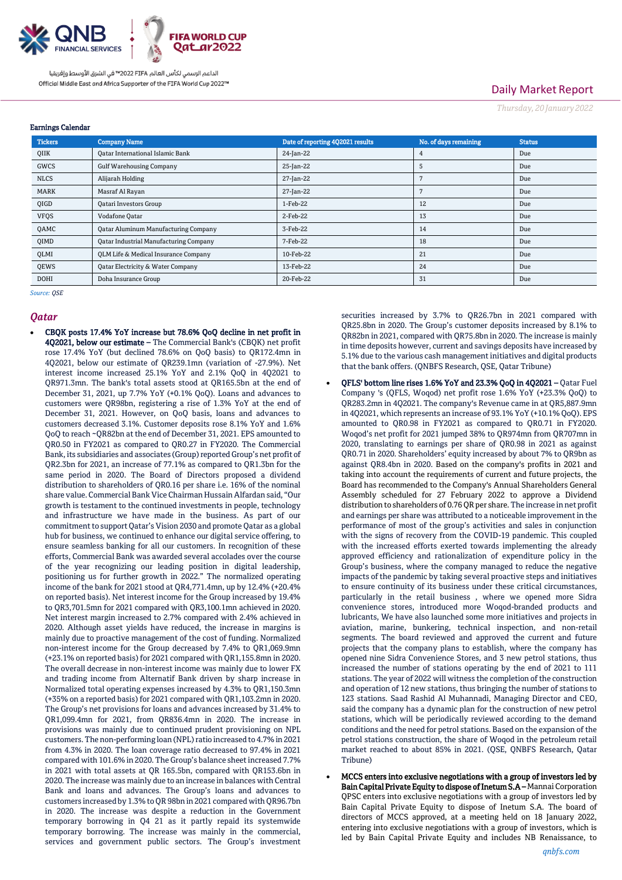Earnings Calendar

| Tickers | Company Name | Date of reporting 4Q2021 results | No. of days remaining | Status |
|---|---|---|---|---|
| QIIK | Qatar International Islamic Bank | 24-Jan-22 | 4 | Due |
| GWCS | Gulf Warehousing Company | 25-Jan-22 | 5 | Due |
| NLCS | Alijarah Holding | 27-Jan-22 | 7 | Due |
| MARK | Masraf Al Rayan | 27-Jan-22 | 7 | Due |
| QIGD | Qatari Investors Group | 1-Feb-22 | 12 | Due |
| VFQS | Vodafone Qatar | 2-Feb-22 | 13 | Due |
| QAMC | Qatar Aluminum Manufacturing Company | 3-Feb-22 | 14 | Due |
| QIMD | Qatar Industrial Manufacturing Company | 7-Feb-22 | 18 | Due |
| QLMI | QLM Life & Medical Insurance Company | 10-Feb-22 | 21 | Due |
| QEWS | Qatar Electricity & Water Company | 13-Feb-22 | 24 | Due |
| DOHI | Doha Insurance Group | 20-Feb-22 | 31 | Due |

*Source: QSE*

## Qatar

- **CBQK posts 17.4% YoY increase but 78.6% QoQ decline in net profit in 4Q2021, below our estimate –** The Commercial Bank's (CBQK) net profit rose 17.4% YoY (but declined 78.6% on QoQ basis) to QR172.4mn in 4Q2021, below our estimate of QR239.1mn (variation of -27.9%). Net interest income increased 25.1% YoY and 2.1% QoQ in 4Q2021 to QR971.3mn. The bank's total assets stood at QR165.5bn at the end of December 31, 2021, up 7.7% YoY (+0.1% QoQ). Loans and advances to customers were QR98bn, registering a rise of 1.3% YoY at the end of December 31, 2021. However, on QoQ basis, loans and advances to customers decreased 3.1%. Customer deposits rose 8.1% YoY and 1.6% QoQ to reach ~QR82bn at the end of December 31, 2021. EPS amounted to QR0.50 in FY2021 as compared to QR0.27 in FY2020. The Commercial Bank, its subsidiaries and associates (Group) reported Group's net profit of QR2.3bn for 2021, an increase of 77.1% as compared to QR1.3bn for the same period in 2020. The Board of Directors proposed a dividend distribution to shareholders of QR0.16 per share i.e. 16% of the nominal share value. Commercial Bank Vice Chairman Hussain Alfardan said, "Our growth is testament to the continued investments in people, technology and infrastructure we have made in the business. As part of our commitment to support Qatar's Vision 2030 and promote Qatar as a global hub for business, we continued to enhance our digital service offering, to ensure seamless banking for all our customers. In recognition of these efforts, Commercial Bank was awarded several accolades over the course of the year recognizing our leading position in digital leadership, positioning us for further growth in 2022." The normalized operating income of the bank for 2021 stood at QR4,771.4mn, up by 12.4% (+20.4% on reported basis). Net interest income for the Group increased by 19.4% to QR3,701.5mn for 2021 compared with QR3,100.1mn achieved in 2020. Net interest margin increased to 2.7% compared with 2.4% achieved in 2020. Although asset yields have reduced, the increase in margins is mainly due to proactive management of the cost of funding. Normalized non-interest income for the Group decreased by 7.4% to QR1,069.9mn (+23.1% on reported basis) for 2021 compared with QR1,155.8mn in 2020. The overall decrease in non-interest income was mainly due to lower FX and trading income from Alternatif Bank driven by sharp increase in Normalized total operating expenses increased by 4.3% to QR1,150.3mn (+35% on a reported basis) for 2021 compared with QR1,103.2mn in 2020. The Group's net provisions for loans and advances increased by 31.4% to QR1,099.4mn for 2021, from QR836.4mn in 2020. The increase in provisions was mainly due to continued prudent provisioning on NPL customers. The non-performing loan (NPL) ratio increased to 4.7% in 2021 from 4.3% in 2020. The loan coverage ratio decreased to 97.4% in 2021 compared with 101.6% in 2020. The Group's balance sheet increased 7.7% in 2021 with total assets at QR 165.5bn, compared with QR153.6bn in 2020. The increase was mainly due to an increase in balances with Central Bank and loans and advances. The Group's loans and advances to customers increased by 1.3% to QR 98bn in 2021 compared with QR96.7bn in 2020. The increase was despite a reduction in the Government temporary borrowing in Q4 21 as it partly repaid its systemwide temporary borrowing. The increase was mainly in the commercial, services and government public sectors. The Group's investment securities increased by 3.7% to QR26.7bn in 2021 compared with QR25.8bn in 2020. The Group's customer deposits increased by 8.1% to QR82bn in 2021, compared with QR75.8bn in 2020. The increase is mainly in time deposits however, current and savings deposits have increased by 5.1% due to the various cash management initiatives and digital products that the bank offers. (QNBFS Research, QSE, Qatar Tribune)

- **QFLS' bottom line rises 1.6% YoY and 23.3% QoQ in 4Q2021 –** Qatar Fuel Company 's (QFLS, Woqod) net profit rose 1.6% YoY (+23.3% QoQ) to QR283.2mn in 4Q2021. The company's Revenue came in at QR5,887.9mn in 4Q2021, which represents an increase of 93.1% YoY (+10.1% QoQ). EPS amounted to QR0.98 in FY2021 as compared to QR0.71 in FY2020. Woqod's net profit for 2021 jumped 38% to QR974mn from QR707mn in 2020, translating to earnings per share of QR0.98 in 2021 as against QR0.71 in 2020. Shareholders' equity increased by about 7% to QR9bn as against QR8.4bn in 2020. Based on the company's profits in 2021 and taking into account the requirements of current and future projects, the Board has recommended to the Company's Annual Shareholders General Assembly scheduled for 27 February 2022 to approve a Dividend distribution to shareholders of 0.76 QR per share. The increase in net profit and earnings per share was attributed to a noticeable improvement in the performance of most of the group's activities and sales in conjunction with the signs of recovery from the COVID-19 pandemic. This coupled with the increased efforts exerted towards implementing the already approved efficiency and rationalization of expenditure policy in the Group's business, where the company managed to reduce the negative impacts of the pandemic by taking several proactive steps and initiatives to ensure continuity of its business under these critical circumstances, particularly in the retail business , where we opened more Sidra convenience stores, introduced more Woqod-branded products and lubricants, We have also launched some more initiatives and projects in aviation, marine, bunkering, technical inspection, and non-retail segments. The board reviewed and approved the current and future projects that the company plans to establish, where the company has opened nine Sidra Convenience Stores, and 3 new petrol stations, thus increased the number of stations operating by the end of 2021 to 111 stations. The year of 2022 will witness the completion of the construction and operation of 12 new stations, thus bringing the number of stations to 123 stations. Saad Rashid Al Muhannadi, Managing Director and CEO, said the company has a dynamic plan for the construction of new petrol stations, which will be periodically reviewed according to the demand conditions and the need for petrol stations. Based on the expansion of the petrol stations construction, the share of Woqod in the petroleum retail market reached to about 85% in 2021. (QSE, QNBFS Research, Qatar Tribune)

- **MCCS enters into exclusive negotiations with a group of investors led by Bain Capital Private Equity to dispose of Inetum S.A –** Mannai Corporation QPSC enters into exclusive negotiations with a group of investors led by Bain Capital Private Equity to dispose of Inetum S.A. The board of directors of MCCS approved, at a meeting held on 18 January 2022, entering into exclusive negotiations with a group of investors, which is led by Bain Capital Private Equity and includes NB Renaissance, to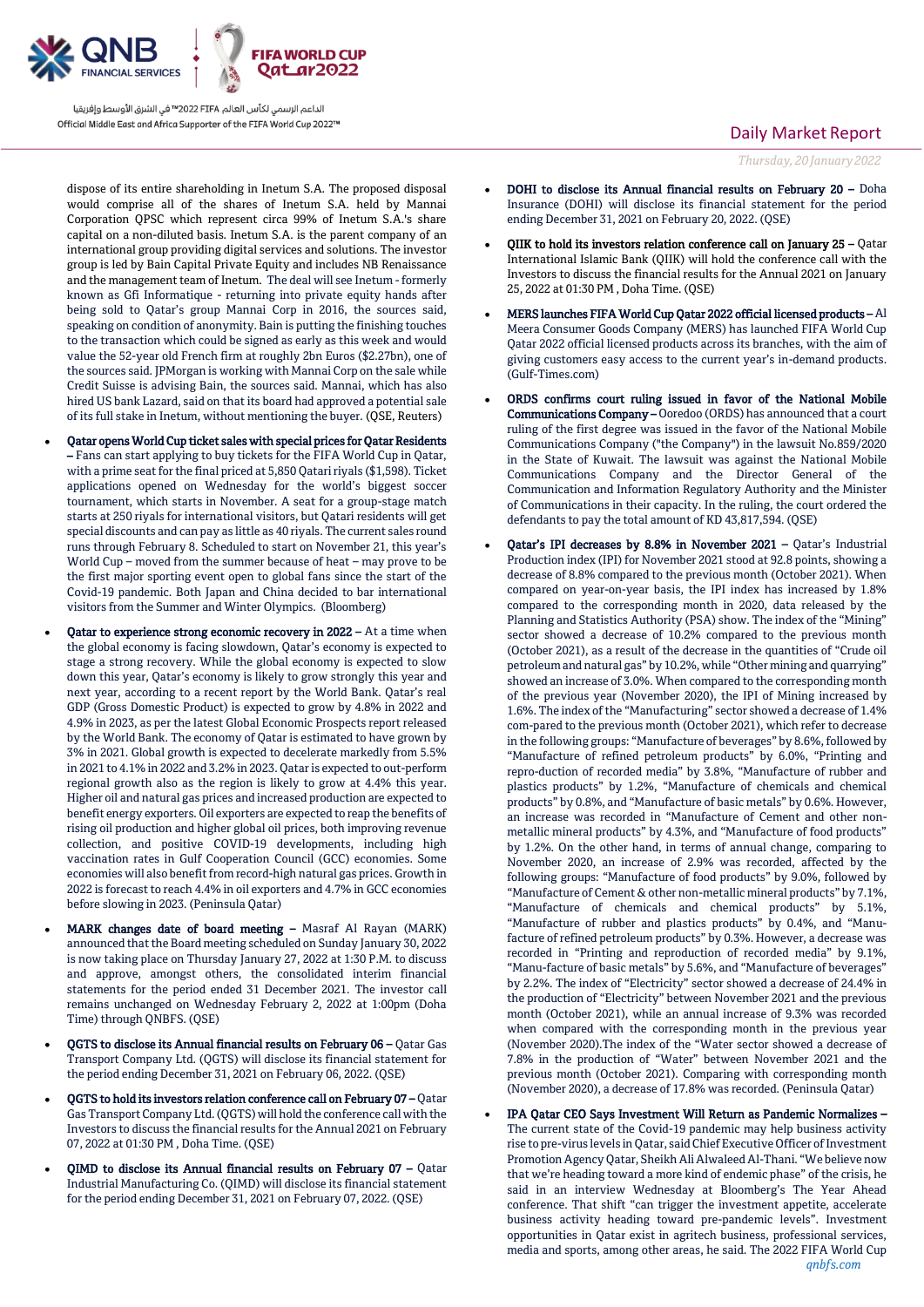dispose of its entire shareholding in Inetum S.A. The proposed disposal would comprise all of the shares of Inetum S.A. held by Mannai Corporation QPSC which represent circa 99% of Inetum S.A.'s share capital on a non-diluted basis. Inetum S.A. is the parent company of an international group providing digital services and solutions. The investor group is led by Bain Capital Private Equity and includes NB Renaissance and the management team of Inetum. The deal will see Inetum - formerly known as Gfi Informatique - returning into private equity hands after being sold to Qatar's group Mannai Corp in 2016, the sources said, speaking on condition of anonymity. Bain is putting the finishing touches to the transaction which could be signed as early as this week and would value the 52-year old French firm at roughly 2bn Euros ($2.27bn), one of the sources said. JPMorgan is working with Mannai Corp on the sale while Credit Suisse is advising Bain, the sources said. Mannai, which has also hired US bank Lazard, said on that its board had approved a potential sale of its full stake in Inetum, without mentioning the buyer. (QSE, Reuters)

- **Qatar opens World Cup ticket sales with special prices for Qatar Residents** – Fans can start applying to buy tickets for the FIFA World Cup in Qatar, with a prime seat for the final priced at 5,850 Qatari riyals ($1,598). Ticket applications opened on Wednesday for the world's biggest soccer tournament, which starts in November. A seat for a group-stage match starts at 250 riyals for international visitors, but Qatari residents will get special discounts and can pay as little as 40 riyals. The current sales round runs through February 8. Scheduled to start on November 21, this year's World Cup – moved from the summer because of heat – may prove to be the first major sporting event open to global fans since the start of the Covid-19 pandemic. Both Japan and China decided to bar international visitors from the Summer and Winter Olympics. (Bloomberg)
- **Qatar to experience strong economic recovery in 2022** – At a time when the global economy is facing slowdown, Qatar's economy is expected to stage a strong recovery. While the global economy is expected to slow down this year, Qatar's economy is likely to grow strongly this year and next year, according to a recent report by the World Bank. Qatar's real GDP (Gross Domestic Product) is expected to grow by 4.8% in 2022 and 4.9% in 2023, as per the latest Global Economic Prospects report released by the World Bank. The economy of Qatar is estimated to have grown by 3% in 2021. Global growth is expected to decelerate markedly from 5.5% in 2021 to 4.1% in 2022 and 3.2% in 2023. Qatar is expected to out-perform regional growth also as the region is likely to grow at 4.4% this year. Higher oil and natural gas prices and increased production are expected to benefit energy exporters. Oil exporters are expected to reap the benefits of rising oil production and higher global oil prices, both improving revenue collection, and positive COVID-19 developments, including high vaccination rates in Gulf Cooperation Council (GCC) economies. Some economies will also benefit from record-high natural gas prices. Growth in 2022 is forecast to reach 4.4% in oil exporters and 4.7% in GCC economies before slowing in 2023. (Peninsula Qatar)
- **MARK changes date of board meeting** – Masraf Al Rayan (MARK) announced that the Board meeting scheduled on Sunday January 30, 2022 is now taking place on Thursday January 27, 2022 at 1:30 P.M. to discuss and approve, amongst others, the consolidated interim financial statements for the period ended 31 December 2021. The investor call remains unchanged on Wednesday February 2, 2022 at 1:00pm (Doha Time) through QNBFS. (QSE)
- **QGTS to disclose its Annual financial results on February 06** – Qatar Gas Transport Company Ltd. (QGTS) will disclose its financial statement for the period ending December 31, 2021 on February 06, 2022. (QSE)
- **QGTS to hold its investors relation conference call on February 07** – Qatar Gas Transport Company Ltd. (QGTS) will hold the conference call with the Investors to discuss the financial results for the Annual 2021 on February 07, 2022 at 01:30 PM , Doha Time. (QSE)
- **QIMD to disclose its Annual financial results on February 07** – Qatar Industrial Manufacturing Co. (QIMD) will disclose its financial statement for the period ending December 31, 2021 on February 07, 2022. (QSE)
- **DOHI to disclose its Annual financial results on February 20** – Doha Insurance (DOHI) will disclose its financial statement for the period ending December 31, 2021 on February 20, 2022. (QSE)
- **QIIK to hold its investors relation conference call on January 25** – Qatar International Islamic Bank (QIIK) will hold the conference call with the Investors to discuss the financial results for the Annual 2021 on January 25, 2022 at 01:30 PM , Doha Time. (QSE)
- **MERS launches FIFA World Cup Qatar 2022 official licensed products** – Al Meera Consumer Goods Company (MERS) has launched FIFA World Cup Qatar 2022 official licensed products across its branches, with the aim of giving customers easy access to the current year's in-demand products. (Gulf-Times.com)
- **ORDS confirms court ruling issued in favor of the National Mobile Communications Company** – Ooredoo (ORDS) has announced that a court ruling of the first degree was issued in the favor of the National Mobile Communications Company ("the Company") in the lawsuit No.859/2020 in the State of Kuwait. The lawsuit was against the National Mobile Communications Company and the Director General of the Communication and Information Regulatory Authority and the Minister of Communications in their capacity. In the ruling, the court ordered the defendants to pay the total amount of KD 43,817,594. (QSE)
- **Qatar's IPI decreases by 8.8% in November 2021** – Qatar's Industrial Production index (IPI) for November 2021 stood at 92.8 points, showing a decrease of 8.8% compared to the previous month (October 2021). When compared on year-on-year basis, the IPI index has increased by 1.8% compared to the corresponding month in 2020, data released by the Planning and Statistics Authority (PSA) show. The index of the "Mining" sector showed a decrease of 10.2% compared to the previous month (October 2021), as a result of the decrease in the quantities of "Crude oil petroleum and natural gas" by 10.2%, while "Other mining and quarrying" showed an increase of 3.0%. When compared to the corresponding month of the previous year (November 2020), the IPI of Mining increased by 1.6%. The index of the "Manufacturing" sector showed a decrease of 1.4% com-pared to the previous month (October 2021), which refer to decrease in the following groups: "Manufacture of beverages" by 8.6%, followed by "Manufacture of refined petroleum products" by 6.0%, "Printing and repro-duction of recorded media" by 3.8%, "Manufacture of rubber and plastics products" by 1.2%, "Manufacture of chemicals and chemical products" by 0.8%, and "Manufacture of basic metals" by 0.6%. However, an increase was recorded in "Manufacture of Cement and other non-metallic mineral products" by 4.3%, and "Manufacture of food products" by 1.2%. On the other hand, in terms of annual change, comparing to November 2020, an increase of 2.9% was recorded, affected by the following groups: "Manufacture of food products" by 9.0%, followed by "Manufacture of Cement & other non-metallic mineral products" by 7.1%, "Manufacture of chemicals and chemical products" by 5.1%, "Manufacture of rubber and plastics products" by 0.4%, and "Manu-facture of refined petroleum products" by 0.3%. However, a decrease was recorded in "Printing and reproduction of recorded media" by 9.1%, "Manu-facture of basic metals" by 5.6%, and "Manufacture of beverages" by 2.2%. The index of "Electricity" sector showed a decrease of 24.4% in the production of "Electricity" between November 2021 and the previous month (October 2021), while an annual increase of 9.3% was recorded when compared with the corresponding month in the previous year (November 2020).The index of the "Water sector showed a decrease of 7.8% in the production of "Water" between November 2021 and the previous month (October 2021). Comparing with corresponding month (November 2020), a decrease of 17.8% was recorded. (Peninsula Qatar)
- **IPA Qatar CEO Says Investment Will Return as Pandemic Normalizes** – The current state of the Covid-19 pandemic may help business activity rise to pre-virus levels in Qatar, said Chief Executive Officer of Investment Promotion Agency Qatar, Sheikh Ali Alwaleed Al-Thani. "We believe now that we're heading toward a more kind of endemic phase" of the crisis, he said in an interview Wednesday at Bloomberg's The Year Ahead conference. That shift "can trigger the investment appetite, accelerate business activity heading toward pre-pandemic levels". Investment opportunities in Qatar exist in agritech business, professional services, media and sports, among other areas, he said. The 2022 FIFA World Cup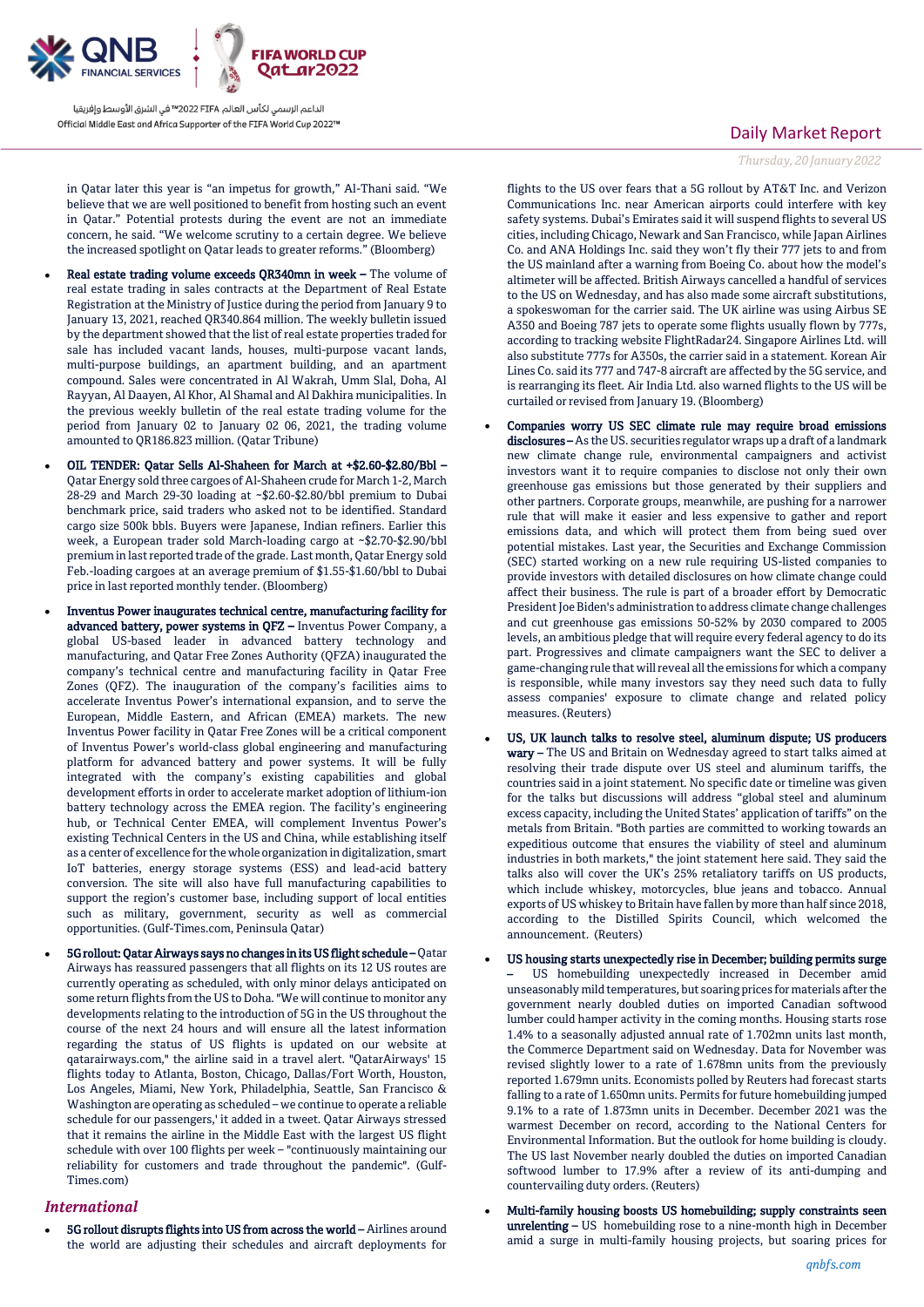in Qatar later this year is "an impetus for growth," Al-Thani said. "We believe that we are well positioned to benefit from hosting such an event in Qatar." Potential protests during the event are not an immediate concern, he said. "We welcome scrutiny to a certain degree. We believe the increased spotlight on Qatar leads to greater reforms." (Bloomberg)

- **Real estate trading volume exceeds QR340mn in week –** The volume of real estate trading in sales contracts at the Department of Real Estate Registration at the Ministry of Justice during the period from January 9 to January 13, 2021, reached QR340.864 million. The weekly bulletin issued by the department showed that the list of real estate properties traded for sale has included vacant lands, houses, multi-purpose vacant lands, multi-purpose buildings, an apartment building, and an apartment compound. Sales were concentrated in Al Wakrah, Umm Slal, Doha, Al Rayyan, Al Daayen, Al Khor, Al Shamal and Al Dakhira municipalities. In the previous weekly bulletin of the real estate trading volume for the period from January 02 to January 02 06, 2021, the trading volume amounted to QR186.823 million. (Qatar Tribune)
- **OIL TENDER: Qatar Sells Al-Shaheen for March at +$2.60-$2.80/Bbl –** Qatar Energy sold three cargoes of Al-Shaheen crude for March 1-2, March 28-29 and March 29-30 loading at ~$2.60-$2.80/bbl premium to Dubai benchmark price, said traders who asked not to be identified. Standard cargo size 500k bbls. Buyers were Japanese, Indian refiners. Earlier this week, a European trader sold March-loading cargo at ~$2.70-$2.90/bbl premium in last reported trade of the grade. Last month, Qatar Energy sold Feb.-loading cargoes at an average premium of $1.55-$1.60/bbl to Dubai price in last reported monthly tender. (Bloomberg)
- **Inventus Power inaugurates technical centre, manufacturing facility for advanced battery, power systems in QFZ –** Inventus Power Company, a global US-based leader in advanced battery technology and manufacturing, and Qatar Free Zones Authority (QFZA) inaugurated the company's technical centre and manufacturing facility in Qatar Free Zones (QFZ). The inauguration of the company's facilities aims to accelerate Inventus Power's international expansion, and to serve the European, Middle Eastern, and African (EMEA) markets. The new Inventus Power facility in Qatar Free Zones will be a critical component of Inventus Power's world-class global engineering and manufacturing platform for advanced battery and power systems. It will be fully integrated with the company's existing capabilities and global development efforts in order to accelerate market adoption of lithium-ion battery technology across the EMEA region. The facility's engineering hub, or Technical Center EMEA, will complement Inventus Power's existing Technical Centers in the US and China, while establishing itself as a center of excellence for the whole organization in digitalization, smart IoT batteries, energy storage systems (ESS) and lead-acid battery conversion. The site will also have full manufacturing capabilities to support the region's customer base, including support of local entities such as military, government, security as well as commercial opportunities. (Gulf-Times.com, Peninsula Qatar)
- **5G rollout: Qatar Airways says no changes in its US flight schedule –** Qatar Airways has reassured passengers that all flights on its 12 US routes are currently operating as scheduled, with only minor delays anticipated on some return flights from the US to Doha. "We will continue to monitor any developments relating to the introduction of 5G in the US throughout the course of the next 24 hours and will ensure all the latest information regarding the status of US flights is updated on our website at qatarairways.com," the airline said in a travel alert. "QatarAirways' 15 flights today to Atlanta, Boston, Chicago, Dallas/Fort Worth, Houston, Los Angeles, Miami, New York, Philadelphia, Seattle, San Francisco & Washington are operating as scheduled – we continue to operate a reliable schedule for our passengers,' it added in a tweet. Qatar Airways stressed that it remains the airline in the Middle East with the largest US flight schedule with over 100 flights per week – "continuously maintaining our reliability for customers and trade throughout the pandemic". (Gulf-Times.com)

## *International*

- **5G rollout disrupts flights into US from across the world –** Airlines around the world are adjusting their schedules and aircraft deployments for flights to the US over fears that a 5G rollout by AT&T Inc. and Verizon Communications Inc. near American airports could interfere with key safety systems. Dubai's Emirates said it will suspend flights to several US cities, including Chicago, Newark and San Francisco, while Japan Airlines Co. and ANA Holdings Inc. said they won't fly their 777 jets to and from the US mainland after a warning from Boeing Co. about how the model's altimeter will be affected. British Airways cancelled a handful of services to the US on Wednesday, and has also made some aircraft substitutions, a spokeswoman for the carrier said. The UK airline was using Airbus SE A350 and Boeing 787 jets to operate some flights usually flown by 777s, according to tracking website FlightRadar24. Singapore Airlines Ltd. will also substitute 777s for A350s, the carrier said in a statement. Korean Air Lines Co. said its 777 and 747-8 aircraft are affected by the 5G service, and is rearranging its fleet. Air India Ltd. also warned flights to the US will be curtailed or revised from January 19. (Bloomberg)
- **Companies worry US SEC climate rule may require broad emissions disclosures –** As the US. securities regulator wraps up a draft of a landmark new climate change rule, environmental campaigners and activist investors want it to require companies to disclose not only their own greenhouse gas emissions but those generated by their suppliers and other partners. Corporate groups, meanwhile, are pushing for a narrower rule that will make it easier and less expensive to gather and report emissions data, and which will protect them from being sued over potential mistakes. Last year, the Securities and Exchange Commission (SEC) started working on a new rule requiring US-listed companies to provide investors with detailed disclosures on how climate change could affect their business. The rule is part of a broader effort by Democratic President Joe Biden's administration to address climate change challenges and cut greenhouse gas emissions 50-52% by 2030 compared to 2005 levels, an ambitious pledge that will require every federal agency to do its part. Progressives and climate campaigners want the SEC to deliver a game-changing rule that will reveal all the emissions for which a company is responsible, while many investors say they need such data to fully assess companies' exposure to climate change and related policy measures. (Reuters)
- **US, UK launch talks to resolve steel, aluminum dispute; US producers wary –** The US and Britain on Wednesday agreed to start talks aimed at resolving their trade dispute over US steel and aluminum tariffs, the countries said in a joint statement. No specific date or timeline was given for the talks but discussions will address "global steel and aluminum excess capacity, including the United States' application of tariffs" on the metals from Britain. "Both parties are committed to working towards an expeditious outcome that ensures the viability of steel and aluminum industries in both markets," the joint statement here said. They said the talks also will cover the UK's 25% retaliatory tariffs on US products, which include whiskey, motorcycles, blue jeans and tobacco. Annual exports of US whiskey to Britain have fallen by more than half since 2018, according to the Distilled Spirits Council, which welcomed the announcement. (Reuters)
- **US housing starts unexpectedly rise in December; building permits surge –** US homebuilding unexpectedly increased in December amid unseasonably mild temperatures, but soaring prices for materials after the government nearly doubled duties on imported Canadian softwood lumber could hamper activity in the coming months. Housing starts rose 1.4% to a seasonally adjusted annual rate of 1.702mn units last month, the Commerce Department said on Wednesday. Data for November was revised slightly lower to a rate of 1.678mn units from the previously reported 1.679mn units. Economists polled by Reuters had forecast starts falling to a rate of 1.650mn units. Permits for future homebuilding jumped 9.1% to a rate of 1.873mn units in December. December 2021 was the warmest December on record, according to the National Centers for Environmental Information. But the outlook for home building is cloudy. The US last November nearly doubled the duties on imported Canadian softwood lumber to 17.9% after a review of its anti-dumping and countervailing duty orders. (Reuters)
- **Multi-family housing boosts US homebuilding; supply constraints seen unrelenting –** US homebuilding rose to a nine-month high in December amid a surge in multi-family housing projects, but soaring prices for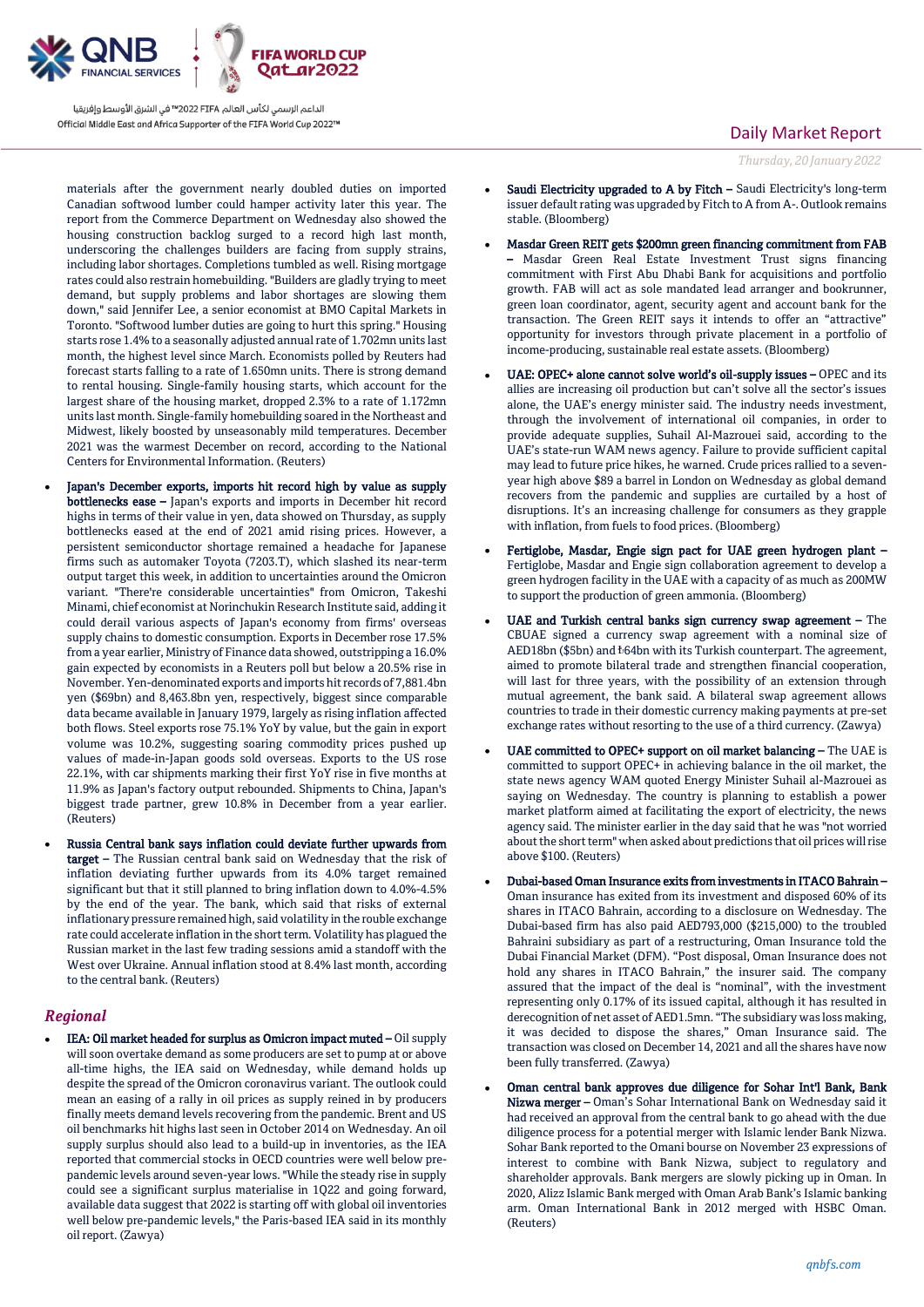materials after the government nearly doubled duties on imported Canadian softwood lumber could hamper activity later this year. The report from the Commerce Department on Wednesday also showed the housing construction backlog surged to a record high last month, underscoring the challenges builders are facing from supply strains, including labor shortages. Completions tumbled as well. Rising mortgage rates could also restrain homebuilding. "Builders are gladly trying to meet demand, but supply problems and labor shortages are slowing them down," said Jennifer Lee, a senior economist at BMO Capital Markets in Toronto. "Softwood lumber duties are going to hurt this spring." Housing starts rose 1.4% to a seasonally adjusted annual rate of 1.702mn units last month, the highest level since March. Economists polled by Reuters had forecast starts falling to a rate of 1.650mn units. There is strong demand to rental housing. Single-family housing starts, which account for the largest share of the housing market, dropped 2.3% to a rate of 1.172mn units last month. Single-family homebuilding soared in the Northeast and Midwest, likely boosted by unseasonably mild temperatures. December 2021 was the warmest December on record, according to the National Centers for Environmental Information. (Reuters)

- **Japan's December exports, imports hit record high by value as supply bottlenecks ease –** Japan's exports and imports in December hit record highs in terms of their value in yen, data showed on Thursday, as supply bottlenecks eased at the end of 2021 amid rising prices. However, a persistent semiconductor shortage remained a headache for Japanese firms such as automaker Toyota (7203.T), which slashed its near-term output target this week, in addition to uncertainties around the Omicron variant. "There're considerable uncertainties" from Omicron, Takeshi Minami, chief economist at Norinchukin Research Institute said, adding it could derail various aspects of Japan's economy from firms' overseas supply chains to domestic consumption. Exports in December rose 17.5% from a year earlier, Ministry of Finance data showed, outstripping a 16.0% gain expected by economists in a Reuters poll but below a 20.5% rise in November. Yen-denominated exports and imports hit records of 7,881.4bn yen ($69bn) and 8,463.8bn yen, respectively, biggest since comparable data became available in January 1979, largely as rising inflation affected both flows. Steel exports rose 75.1% YoY by value, but the gain in export volume was 10.2%, suggesting soaring commodity prices pushed up values of made-in-Japan goods sold overseas. Exports to the US rose 22.1%, with car shipments marking their first YoY rise in five months at 11.9% as Japan's factory output rebounded. Shipments to China, Japan's biggest trade partner, grew 10.8% in December from a year earlier. (Reuters)

- **Russia Central bank says inflation could deviate further upwards from target –** The Russian central bank said on Wednesday that the risk of inflation deviating further upwards from its 4.0% target remained significant but that it still planned to bring inflation down to 4.0%-4.5% by the end of the year. The bank, which said that risks of external inflationary pressure remained high, said volatility in the rouble exchange rate could accelerate inflation in the short term. Volatility has plagued the Russian market in the last few trading sessions amid a standoff with the West over Ukraine. Annual inflation stood at 8.4% last month, according to the central bank. (Reuters)

## *Regional*

- **IEA: Oil market headed for surplus as Omicron impact muted –** Oil supply will soon overtake demand as some producers are set to pump at or above all-time highs, the IEA said on Wednesday, while demand holds up despite the spread of the Omicron coronavirus variant. The outlook could mean an easing of a rally in oil prices as supply reined in by producers finally meets demand levels recovering from the pandemic. Brent and US oil benchmarks hit highs last seen in October 2014 on Wednesday. An oil supply surplus should also lead to a build-up in inventories, as the IEA reported that commercial stocks in OECD countries were well below pre-pandemic levels around seven-year lows. "While the steady rise in supply could see a significant surplus materialise in 1Q22 and going forward, available data suggest that 2022 is starting off with global oil inventories well below pre-pandemic levels," the Paris-based IEA said in its monthly oil report. (Zawya)

- **Saudi Electricity upgraded to A by Fitch –** Saudi Electricity's long-term issuer default rating was upgraded by Fitch to A from A-. Outlook remains stable. (Bloomberg)

- **Masdar Green REIT gets $200mn green financing commitment from FAB –** Masdar Green Real Estate Investment Trust signs financing commitment with First Abu Dhabi Bank for acquisitions and portfolio growth. FAB will act as sole mandated lead arranger and bookrunner, green loan coordinator, agent, security agent and account bank for the transaction. The Green REIT says it intends to offer an "attractive" opportunity for investors through private placement in a portfolio of income-producing, sustainable real estate assets. (Bloomberg)

- **UAE: OPEC+ alone cannot solve world's oil-supply issues –** OPEC and its allies are increasing oil production but can't solve all the sector's issues alone, the UAE's energy minister said. The industry needs investment, through the involvement of international oil companies, in order to provide adequate supplies, Suhail Al-Mazrouei said, according to the UAE's state-run WAM news agency. Failure to provide sufficient capital may lead to future price hikes, he warned. Crude prices rallied to a seven-year high above $89 a barrel in London on Wednesday as global demand recovers from the pandemic and supplies are curtailed by a host of disruptions. It's an increasing challenge for consumers as they grapple with inflation, from fuels to food prices. (Bloomberg)

- **Fertiglobe, Masdar, Engie sign pact for UAE green hydrogen plant –** Fertiglobe, Masdar and Engie sign collaboration agreement to develop a green hydrogen facility in the UAE with a capacity of as much as 200MW to support the production of green ammonia. (Bloomberg)

- **UAE and Turkish central banks sign currency swap agreement –** The CBUAE signed a currency swap agreement with a nominal size of AED18bn ($5bn) and ₺64bn with its Turkish counterpart. The agreement, aimed to promote bilateral trade and strengthen financial cooperation, will last for three years, with the possibility of an extension through mutual agreement, the bank said. A bilateral swap agreement allows countries to trade in their domestic currency making payments at pre-set exchange rates without resorting to the use of a third currency. (Zawya)

- **UAE committed to OPEC+ support on oil market balancing –** The UAE is committed to support OPEC+ in achieving balance in the oil market, the state news agency WAM quoted Energy Minister Suhail al-Mazrouei as saying on Wednesday. The country is planning to establish a power market platform aimed at facilitating the export of electricity, the news agency said. The minister earlier in the day said that he was "not worried about the short term" when asked about predictions that oil prices will rise above $100. (Reuters)

- **Dubai-based Oman Insurance exits from investments in ITACO Bahrain –** Oman insurance has exited from its investment and disposed 60% of its shares in ITACO Bahrain, according to a disclosure on Wednesday. The Dubai-based firm has also paid AED793,000 ($215,000) to the troubled Bahraini subsidiary as part of a restructuring, Oman Insurance told the Dubai Financial Market (DFM). "Post disposal, Oman Insurance does not hold any shares in ITACO Bahrain," the insurer said. The company assured that the impact of the deal is "nominal", with the investment representing only 0.17% of its issued capital, although it has resulted in derecognition of net asset of AED1.5mn. "The subsidiary was loss making, it was decided to dispose the shares," Oman Insurance said. The transaction was closed on December 14, 2021 and all the shares have now been fully transferred. (Zawya)

- **Oman central bank approves due diligence for Sohar Int'l Bank, Bank Nizwa merger –** Oman's Sohar International Bank on Wednesday said it had received an approval from the central bank to go ahead with the due diligence process for a potential merger with Islamic lender Bank Nizwa. Sohar Bank reported to the Omani bourse on November 23 expressions of interest to combine with Bank Nizwa, subject to regulatory and shareholder approvals. Bank mergers are slowly picking up in Oman. In 2020, Alizz Islamic Bank merged with Oman Arab Bank's Islamic banking arm. Oman International Bank in 2012 merged with HSBC Oman. (Reuters)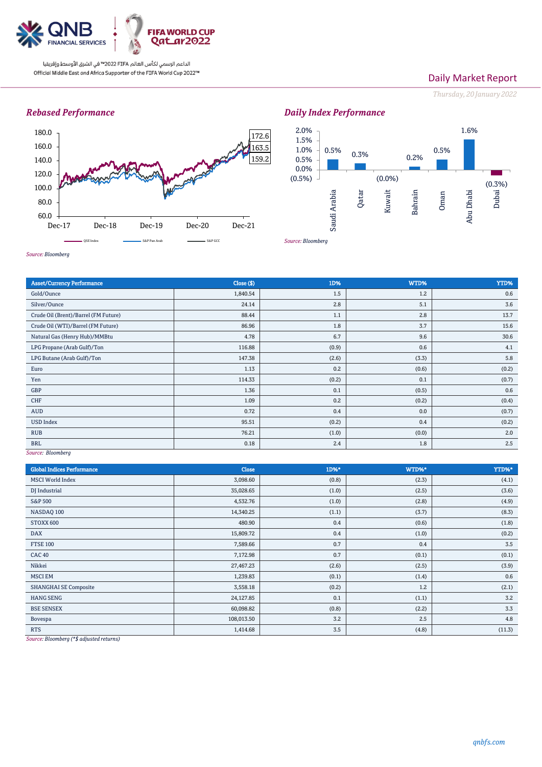Daily Market Report

*Thursday, 20 January 2022*

## *Rebased Performance*

180.0
160.0
140.0
120.0
100.0
80.0
60.0

Dec-17 Dec-18 Dec-19 Dec-20 Dec-21

172.6
163.5
159.2

QSE Index — S&P Pan Arab — S&P GCC

*Source: Bloomberg*

## *Daily Index Performance*

| Saudi Arabia | Qatar | Kuwait | Bahrain | Oman | Abu Dhabi | Dubai |
|---|---|---|---|---|---|---|
| 0.5% | 0.3% | (0.0%) | 0.2% | 0.5% | 1.6% | (0.3%) |

*Source: Bloomberg*

| Asset/Currency Performance | Close ($) | 1D% | WTD% | YTD% |
|---|---|---|---|---|
| Gold/Ounce | 1,840.54 | 1.5 | 1.2 | 0.6 |
| Silver/Ounce | 24.14 | 2.8 | 5.1 | 3.6 |
| Crude Oil (Brent)/Barrel (FM Future) | 88.44 | 1.1 | 2.8 | 13.7 |
| Crude Oil (WTI)/Barrel (FM Future) | 86.96 | 1.8 | 3.7 | 15.6 |
| Natural Gas (Henry Hub)/MMBtu | 4.78 | 6.7 | 9.6 | 30.6 |
| LPG Propane (Arab Gulf)/Ton | 116.88 | (0.9) | 0.6 | 4.1 |
| LPG Butane (Arab Gulf)/Ton | 147.38 | (2.6) | (3.3) | 5.8 |
| Euro | 1.13 | 0.2 | (0.6) | (0.2) |
| Yen | 114.33 | (0.2) | 0.1 | (0.7) |
| GBP | 1.36 | 0.1 | (0.5) | 0.6 |
| CHF | 1.09 | 0.2 | (0.2) | (0.4) |
| AUD | 0.72 | 0.4 | 0.0 | (0.7) |
| USD Index | 95.51 | (0.2) | 0.4 | (0.2) |
| RUB | 76.21 | (1.0) | (0.0) | 2.0 |
| BRL | 0.18 | 2.4 | 1.8 | 2.5 |

*Source: Bloomberg*

| Global Indices Performance | Close | 1D%* | WTD%* | YTD%* |
|---|---|---|---|---|
| MSCI World Index | 3,098.60 | (0.8) | (2.3) | (4.1) |
| DJ Industrial | 35,028.65 | (1.0) | (2.5) | (3.6) |
| S&P 500 | 4,532.76 | (1.0) | (2.8) | (4.9) |
| NASDAQ 100 | 14,340.25 | (1.1) | (3.7) | (8.3) |
| STOXX 600 | 480.90 | 0.4 | (0.6) | (1.8) |
| DAX | 15,809.72 | 0.4 | (1.0) | (0.2) |
| FTSE 100 | 7,589.66 | 0.7 | 0.4 | 3.5 |
| CAC 40 | 7,172.98 | 0.7 | (0.1) | (0.1) |
| Nikkei | 27,467.23 | (2.6) | (2.5) | (3.9) |
| MSCI EM | 1,239.83 | (0.1) | (1.4) | 0.6 |
| SHANGHAI SE Composite | 3,558.18 | (0.2) | 1.2 | (2.1) |
| HANG SENG | 24,127.85 | 0.1 | (1.1) | 3.2 |
| BSE SENSEX | 60,098.82 | (0.8) | (2.2) | 3.3 |
| Bovespa | 108,013.50 | 3.2 | 2.5 | 4.8 |
| RTS | 1,414.68 | 3.5 | (4.8) | (11.3) |

*Source: Bloomberg (*$ adjusted returns)*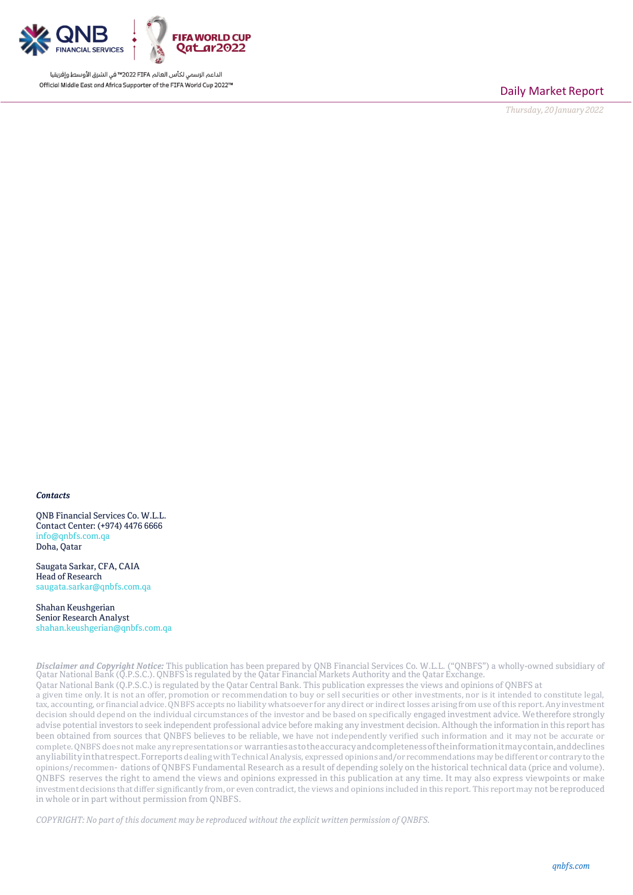الداعم الرسمي لكأس العالم FIFA 2022™ في الشرق الأوسط وإفريقيا

Official Middle East and Africa Supporter of the FIFA World Cup 2022™

Daily Market Report

*Thursday, 20 January 2022*

***Contacts***

QNB Financial Services Co. W.L.L.
Contact Center: (+974) 4476 6666
info@qnbfs.com.qa
Doha, Qatar

Saugata Sarkar, CFA, CAIA
Head of Research
saugata.sarkar@qnbfs.com.qa

Shahan Keushgerian
Senior Research Analyst
shahan.keushgerian@qnbfs.com.qa

***Disclaimer and Copyright Notice:*** This publication has been prepared by QNB Financial Services Co. W.L.L. ("QNBFS") a wholly-owned subsidiary of Qatar National Bank (Q.P.S.C.). QNBFS is regulated by the Qatar Financial Markets Authority and the Qatar Exchange. Qatar National Bank (Q.P.S.C.) is regulated by the Qatar Central Bank. This publication expresses the views and opinions of QNBFS at a given time only. It is not an offer, promotion or recommendation to buy or sell securities or other investments, nor is it intended to constitute legal, tax, accounting, or financial advice. QNBFS accepts no liability whatsoever for any direct or indirect losses arising from use of this report. Any investment decision should depend on the individual circumstances of the investor and be based on specifically engaged investment advice. We therefore strongly advise potential investors to seek independent professional advice before making any investment decision. Although the information in this report has been obtained from sources that QNBFS believes to be reliable, we have not independently verified such information and it may not be accurate or complete. QNBFS does not make any representations or warranties as to the accuracy and completeness of the information it may contain, and declines any liability in that respect. For reports dealing with Technical Analysis, expressed opinions and/or recommendations may be different or contrary to the opinions/recommendations of QNBFS Fundamental Research as a result of depending solely on the historical technical data (price and volume). QNBFS reserves the right to amend the views and opinions expressed in this publication at any time. It may also express viewpoints or make investment decisions that differ significantly from, or even contradict, the views and opinions included in this report. This report may not be reproduced in whole or in part without permission from QNBFS.

*COPYRIGHT: No part of this document may be reproduced without the explicit written permission of QNBFS.*

*qnbfs.com*